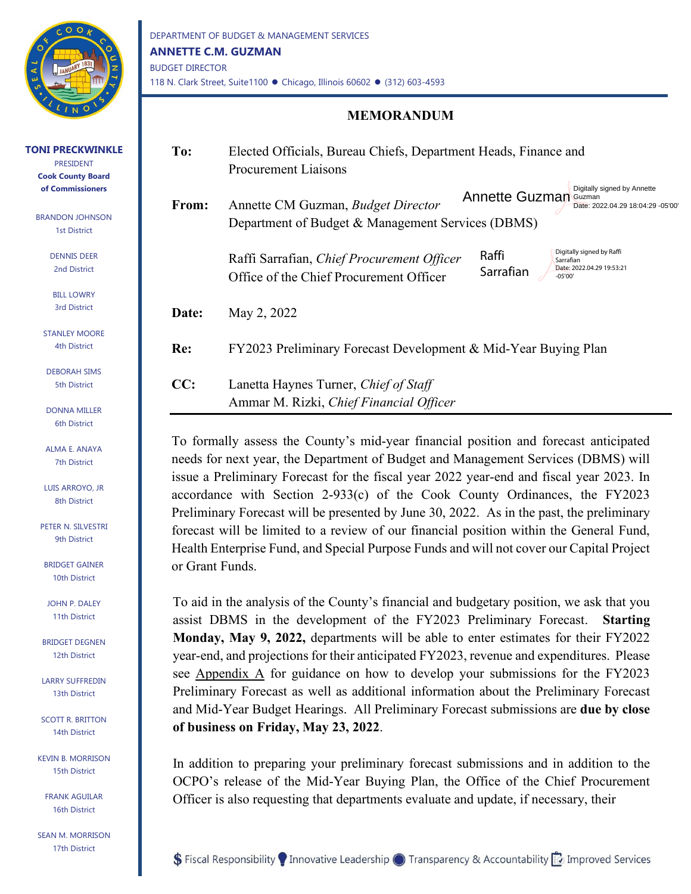DEPARTMENT OF BUDGET & MANAGEMENT SERVICES
**ANNETTE C.M. GUZMAN**
BUDGET DIRECTOR
118 N. Clark Street, Suite1100 ● Chicago, Illinois 60602 ● (312) 603-4593

**TONI PRECKWINKLE**
PRESIDENT
**Cook County Board of Commissioners**

BRANDON JOHNSON, 1st District
DENNIS DEER, 2nd District
BILL LOWRY, 3rd District
STANLEY MOORE, 4th District
DEBORAH SIMS, 5th District
DONNA MILLER, 6th District
ALMA E. ANAYA, 7th District
LUIS ARROYO, JR, 8th District
PETER N. SILVESTRI, 9th District
BRIDGET GAINER, 10th District
JOHN P. DALEY, 11th District
BRIDGET DEGNEN, 12th District
LARRY SUFFREDIN, 13th District
SCOTT R. BRITTON, 14th District
KEVIN B. MORRISON, 15th District
FRANK AGUILAR, 16th District
SEAN M. MORRISON, 17th District

# MEMORANDUM

**To:** Elected Officials, Bureau Chiefs, Department Heads, Finance and Procurement Liaisons

**From:** Annette CM Guzman, *Budget Director*
Department of Budget & Management Services (DBMS)

Annette Guzman — Digitally signed by Annette Guzman Date: 2022.04.29 18:04:29 -05'00'

Raffi Sarrafian, *Chief Procurement Officer*
Office of the Chief Procurement Officer

Raffi Sarrafian — Digitally signed by Raffi Sarrafian Date: 2022.04.29 19:53:21 -05'00'

**Date:** May 2, 2022

**Re:** FY2023 Preliminary Forecast Development & Mid-Year Buying Plan

**CC:** Lanetta Haynes Turner, *Chief of Staff*
Ammar M. Rizki, *Chief Financial Officer*

---

To formally assess the County's mid-year financial position and forecast anticipated needs for next year, the Department of Budget and Management Services (DBMS) will issue a Preliminary Forecast for the fiscal year 2022 year-end and fiscal year 2023. In accordance with Section 2-933(c) of the Cook County Ordinances, the FY2023 Preliminary Forecast will be presented by June 30, 2022. As in the past, the preliminary forecast will be limited to a review of our financial position within the General Fund, Health Enterprise Fund, and Special Purpose Funds and will not cover our Capital Project or Grant Funds.

To aid in the analysis of the County's financial and budgetary position, we ask that you assist DBMS in the development of the FY2023 Preliminary Forecast. **Starting Monday, May 9, 2022,** departments will be able to enter estimates for their FY2022 year-end, and projections for their anticipated FY2023, revenue and expenditures. Please see Appendix A for guidance on how to develop your submissions for the FY2023 Preliminary Forecast as well as additional information about the Preliminary Forecast and Mid-Year Budget Hearings. All Preliminary Forecast submissions are **due by close of business on Friday, May 23, 2022**.

In addition to preparing your preliminary forecast submissions and in addition to the OCPO's release of the Mid-Year Buying Plan, the Office of the Chief Procurement Officer is also requesting that departments evaluate and update, if necessary, their

$ Fiscal Responsibility · Innovative Leadership · Transparency & Accountability · Improved Services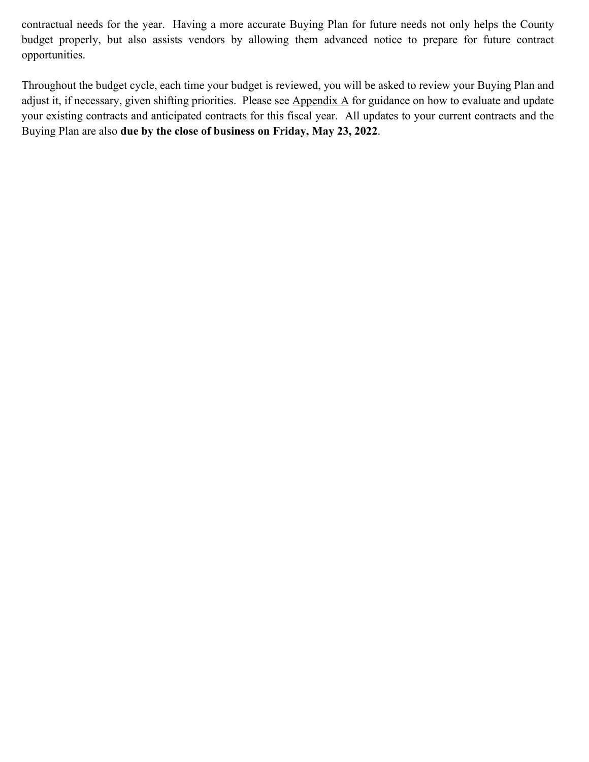contractual needs for the year. Having a more accurate Buying Plan for future needs not only helps the County budget properly, but also assists vendors by allowing them advanced notice to prepare for future contract opportunities.

Throughout the budget cycle, each time your budget is reviewed, you will be asked to review your Buying Plan and adjust it, if necessary, given shifting priorities. Please see Appendix A for guidance on how to evaluate and update your existing contracts and anticipated contracts for this fiscal year. All updates to your current contracts and the Buying Plan are also **due by the close of business on Friday, May 23, 2022**.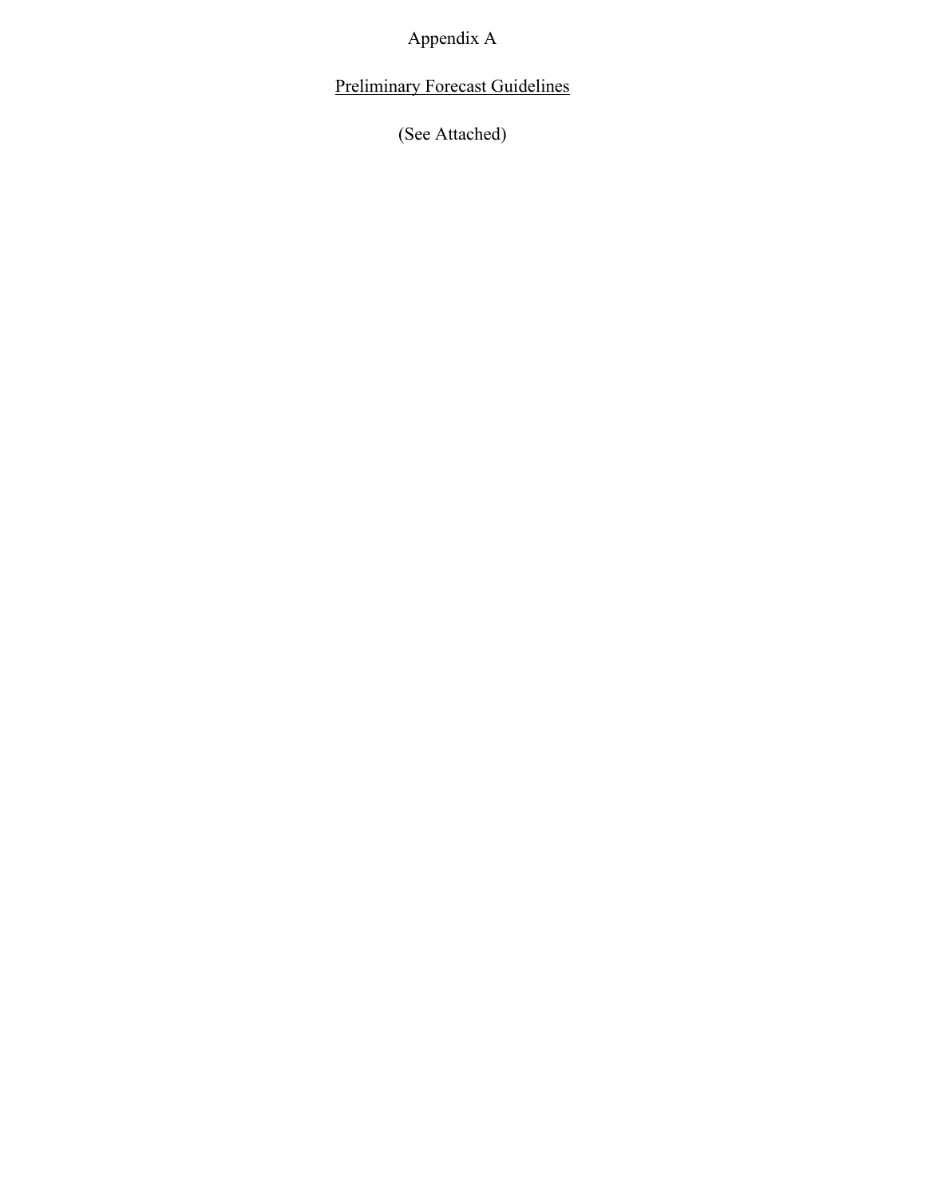# Appendix A

## <u>Preliminary Forecast Guidelines</u>

(See Attached)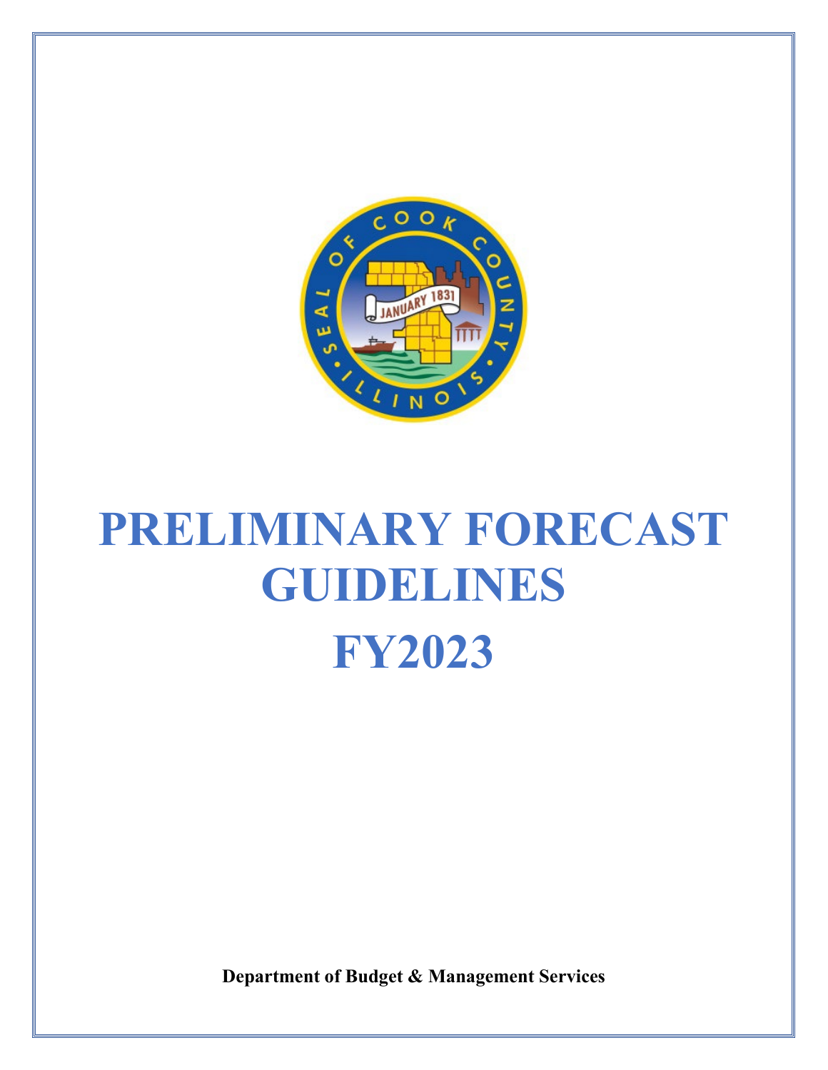# PRELIMINARY FORECAST GUIDELINES

# FY2023

**Department of Budget & Management Services**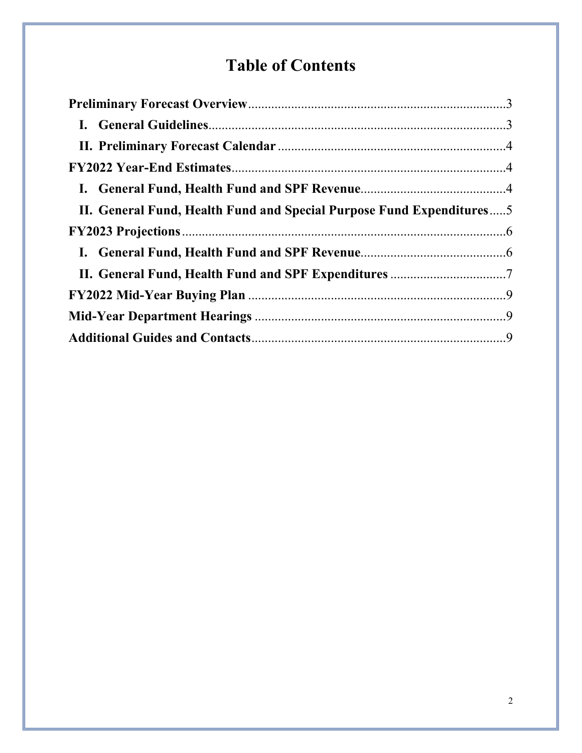# Table of Contents

**Preliminary Forecast Overview**...3

- **I. General Guidelines**...3
- **II. Preliminary Forecast Calendar**...4

**FY2022 Year-End Estimates**...4

- **I. General Fund, Health Fund and SPF Revenue**...4
- **II. General Fund, Health Fund and Special Purpose Fund Expenditures**...5

**FY2023 Projections**...6

- **I. General Fund, Health Fund and SPF Revenue**...6
- **II. General Fund, Health Fund and SPF Expenditures**...7

**FY2022 Mid-Year Buying Plan**...9

**Mid-Year Department Hearings**...9

**Additional Guides and Contacts**...9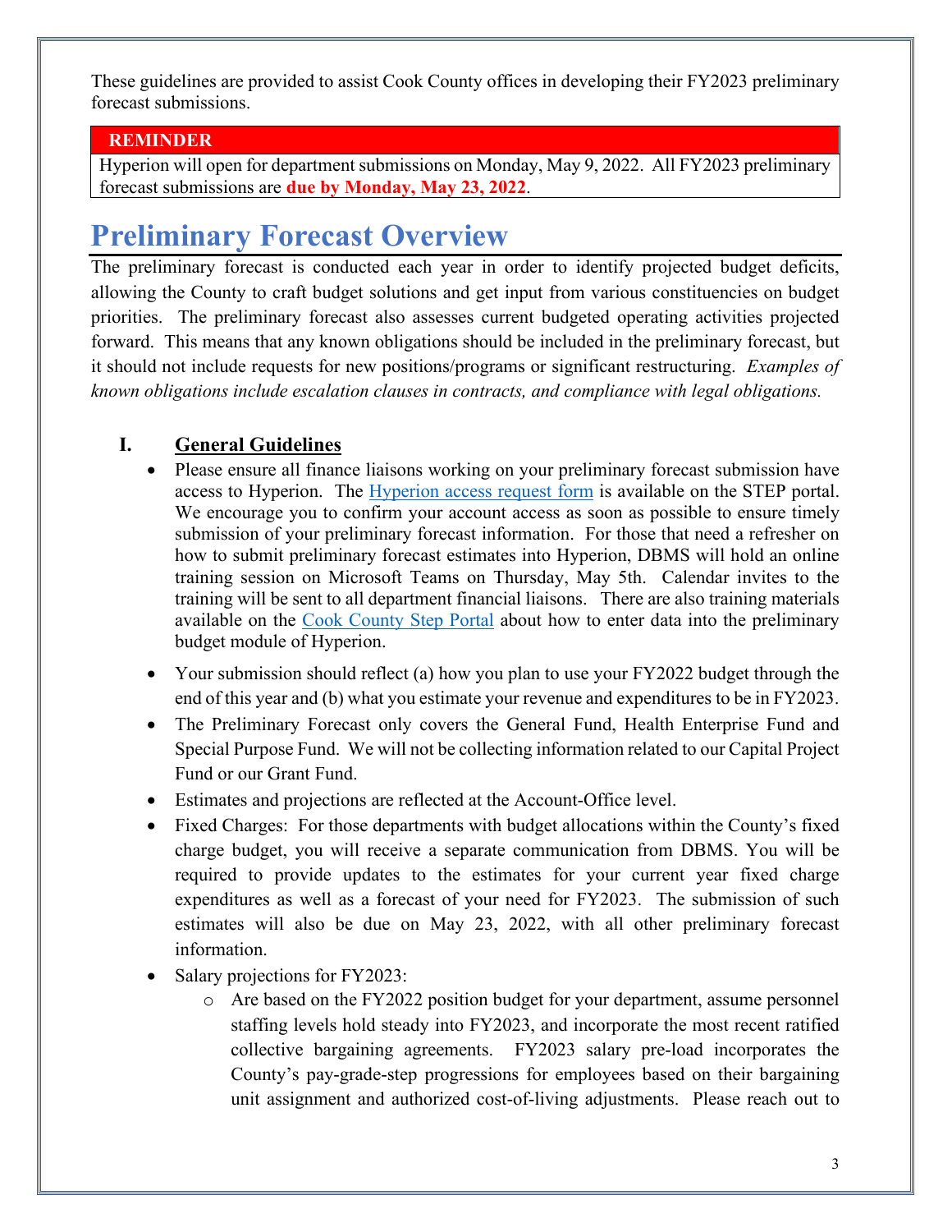These guidelines are provided to assist Cook County offices in developing their FY2023 preliminary forecast submissions.

| **REMINDER** |
| --- |
| Hyperion will open for department submissions on Monday, May 9, 2022. All FY2023 preliminary forecast submissions are **due by Monday, May 23, 2022**. |

# Preliminary Forecast Overview

The preliminary forecast is conducted each year in order to identify projected budget deficits, allowing the County to craft budget solutions and get input from various constituencies on budget priorities. The preliminary forecast also assesses current budgeted operating activities projected forward. This means that any known obligations should be included in the preliminary forecast, but it should not include requests for new positions/programs or significant restructuring. *Examples of known obligations include escalation clauses in contracts, and compliance with legal obligations.*

## I. General Guidelines

- Please ensure all finance liaisons working on your preliminary forecast submission have access to Hyperion. The Hyperion access request form is available on the STEP portal. We encourage you to confirm your account access as soon as possible to ensure timely submission of your preliminary forecast information. For those that need a refresher on how to submit preliminary forecast estimates into Hyperion, DBMS will hold an online training session on Microsoft Teams on Thursday, May 5th. Calendar invites to the training will be sent to all department financial liaisons. There are also training materials available on the Cook County Step Portal about how to enter data into the preliminary budget module of Hyperion.
- Your submission should reflect (a) how you plan to use your FY2022 budget through the end of this year and (b) what you estimate your revenue and expenditures to be in FY2023.
- The Preliminary Forecast only covers the General Fund, Health Enterprise Fund and Special Purpose Fund. We will not be collecting information related to our Capital Project Fund or our Grant Fund.
- Estimates and projections are reflected at the Account-Office level.
- Fixed Charges: For those departments with budget allocations within the County's fixed charge budget, you will receive a separate communication from DBMS. You will be required to provide updates to the estimates for your current year fixed charge expenditures as well as a forecast of your need for FY2023. The submission of such estimates will also be due on May 23, 2022, with all other preliminary forecast information.
- Salary projections for FY2023:
  - Are based on the FY2022 position budget for your department, assume personnel staffing levels hold steady into FY2023, and incorporate the most recent ratified collective bargaining agreements. FY2023 salary pre-load incorporates the County's pay-grade-step progressions for employees based on their bargaining unit assignment and authorized cost-of-living adjustments. Please reach out to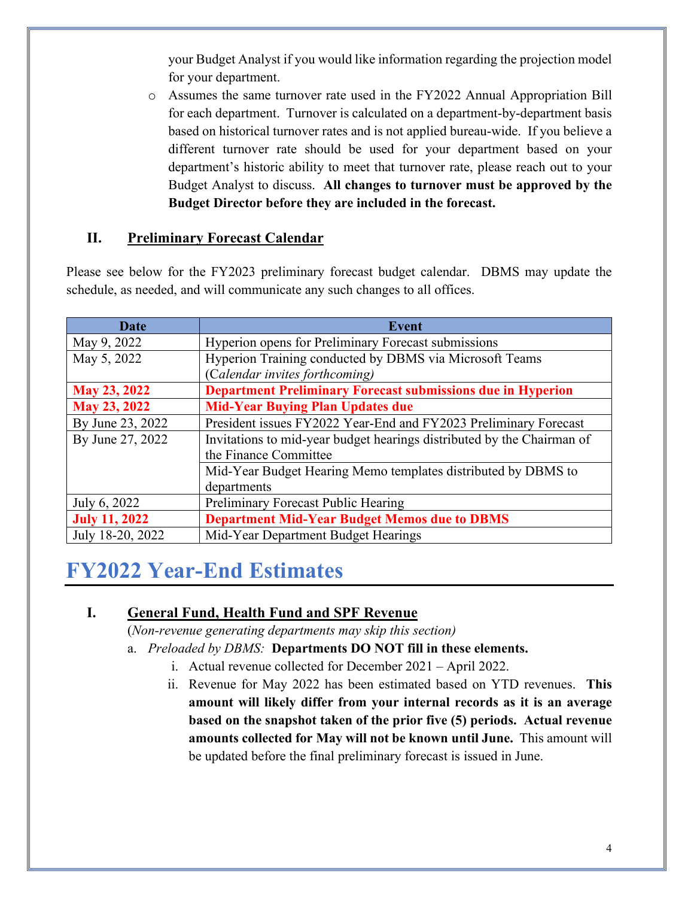your Budget Analyst if you would like information regarding the projection model for your department.

- Assumes the same turnover rate used in the FY2022 Annual Appropriation Bill for each department. Turnover is calculated on a department-by-department basis based on historical turnover rates and is not applied bureau-wide. If you believe a different turnover rate should be used for your department based on your department's historic ability to meet that turnover rate, please reach out to your Budget Analyst to discuss. **All changes to turnover must be approved by the Budget Director before they are included in the forecast.**

### II. Preliminary Forecast Calendar

Please see below for the FY2023 preliminary forecast budget calendar. DBMS may update the schedule, as needed, and will communicate any such changes to all offices.

| Date | Event |
|---|---|
| May 9, 2022 | Hyperion opens for Preliminary Forecast submissions |
| May 5, 2022 | Hyperion Training conducted by DBMS via Microsoft Teams (*Calendar invites forthcoming)* |
| **May 23, 2022** | **Department Preliminary Forecast submissions due in Hyperion** |
| **May 23, 2022** | **Mid-Year Buying Plan Updates due** |
| By June 23, 2022 | President issues FY2022 Year-End and FY2023 Preliminary Forecast |
| By June 27, 2022 | Invitations to mid-year budget hearings distributed by the Chairman of the Finance Committee |
| | Mid-Year Budget Hearing Memo templates distributed by DBMS to departments |
| July 6, 2022 | Preliminary Forecast Public Hearing |
| **July 11, 2022** | **Department Mid-Year Budget Memos due to DBMS** |
| July 18-20, 2022 | Mid-Year Department Budget Hearings |

# FY2022 Year-End Estimates

### I. General Fund, Health Fund and SPF Revenue

(*Non-revenue generating departments may skip this section)*

a. *Preloaded by DBMS:* **Departments DO NOT fill in these elements.**
   i. Actual revenue collected for December 2021 – April 2022.
   ii. Revenue for May 2022 has been estimated based on YTD revenues. **This amount will likely differ from your internal records as it is an average based on the snapshot taken of the prior five (5) periods. Actual revenue amounts collected for May will not be known until June.** This amount will be updated before the final preliminary forecast is issued in June.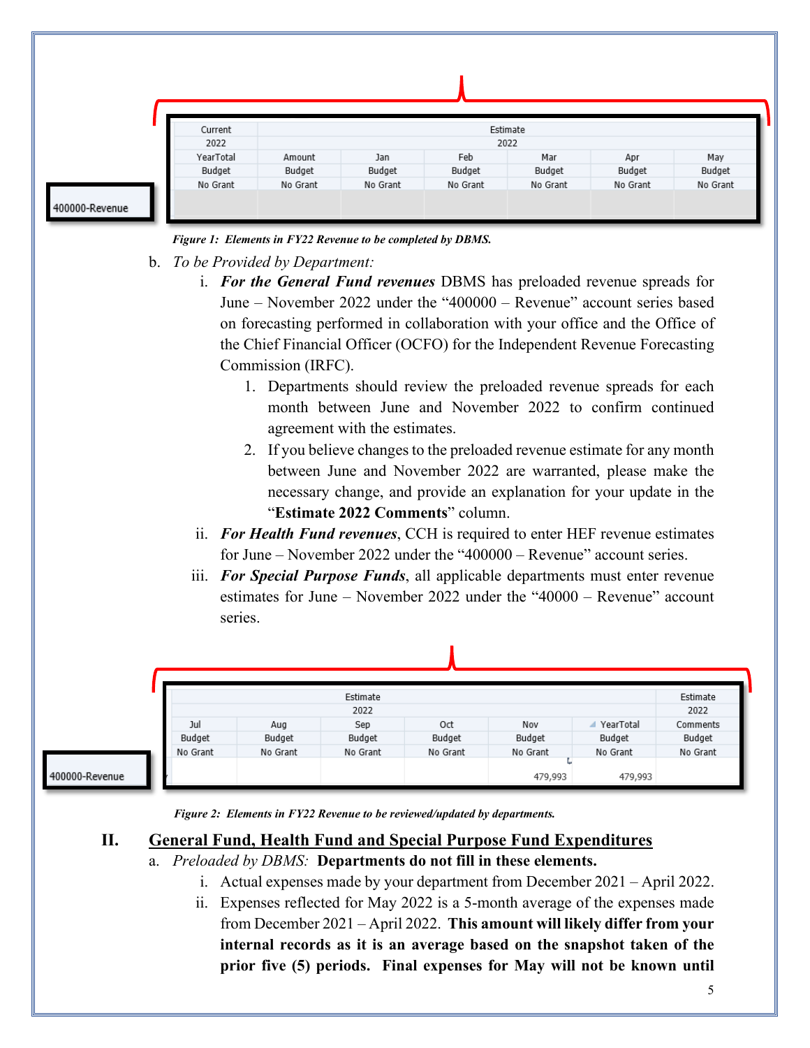|  | Current | Estimate | | | | | |
|---|---|---|---|---|---|---|---|
|  | 2022 | 2022 | | | | | |
|  | YearTotal | Amount | Jan | Feb | Mar | Apr | May |
|  | Budget | Budget | Budget | Budget | Budget | Budget | Budget |
|  | No Grant | No Grant | No Grant | No Grant | No Grant | No Grant | No Grant |
| 400000-Revenue | | | | | | | |

*Figure 1: Elements in FY22 Revenue to be completed by DBMS.*

b. *To be Provided by Department:*

   i. ***For the General Fund revenues*** DBMS has preloaded revenue spreads for June – November 2022 under the "400000 – Revenue" account series based on forecasting performed in collaboration with your office and the Office of the Chief Financial Officer (OCFO) for the Independent Revenue Forecasting Commission (IRFC).

      1. Departments should review the preloaded revenue spreads for each month between June and November 2022 to confirm continued agreement with the estimates.
      2. If you believe changes to the preloaded revenue estimate for any month between June and November 2022 are warranted, please make the necessary change, and provide an explanation for your update in the "**Estimate 2022 Comments**" column.

   ii. ***For Health Fund revenues***, CCH is required to enter HEF revenue estimates for June – November 2022 under the "400000 – Revenue" account series.

   iii. ***For Special Purpose Funds***, all applicable departments must enter revenue estimates for June – November 2022 under the "40000 – Revenue" account series.

|  | Estimate | | | | | | Estimate |
|---|---|---|---|---|---|---|---|
|  | 2022 | | | | | | 2022 |
|  | Jul | Aug | Sep | Oct | Nov | YearTotal | Comments |
|  | Budget | Budget | Budget | Budget | Budget | Budget | Budget |
|  | No Grant | No Grant | No Grant | No Grant | No Grant | No Grant | No Grant |
| 400000-Revenue | | | | | 479,993 | 479,993 | |

*Figure 2: Elements in FY22 Revenue to be reviewed/updated by departments.*

## II. General Fund, Health Fund and Special Purpose Fund Expenditures

a. *Preloaded by DBMS:* **Departments do not fill in these elements.**

   i. Actual expenses made by your department from December 2021 – April 2022.

   ii. Expenses reflected for May 2022 is a 5-month average of the expenses made from December 2021 – April 2022. **This amount will likely differ from your internal records as it is an average based on the snapshot taken of the prior five (5) periods. Final expenses for May will not be known until**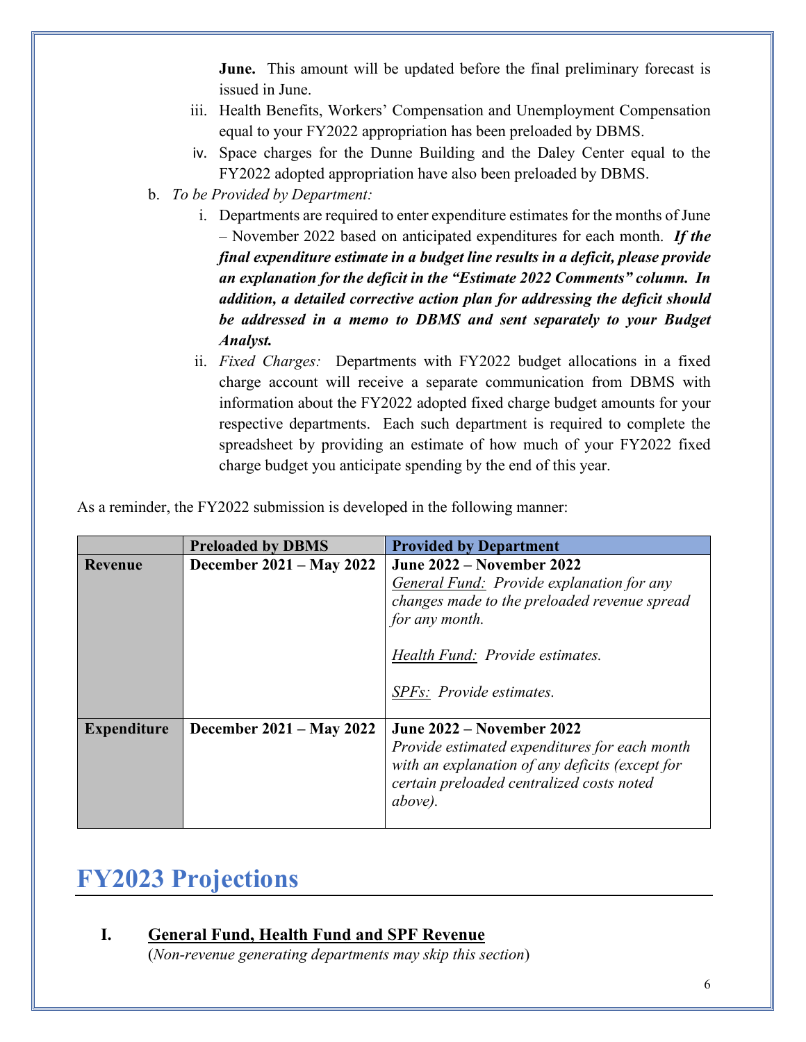**June.** This amount will be updated before the final preliminary forecast is issued in June.

iii. Health Benefits, Workers' Compensation and Unemployment Compensation equal to your FY2022 appropriation has been preloaded by DBMS.

iv. Space charges for the Dunne Building and the Daley Center equal to the FY2022 adopted appropriation have also been preloaded by DBMS.

b. *To be Provided by Department:*

i. Departments are required to enter expenditure estimates for the months of June – November 2022 based on anticipated expenditures for each month. ***If the final expenditure estimate in a budget line results in a deficit, please provide an explanation for the deficit in the "Estimate 2022 Comments" column. In addition, a detailed corrective action plan for addressing the deficit should be addressed in a memo to DBMS and sent separately to your Budget Analyst.***

ii. *Fixed Charges:* Departments with FY2022 budget allocations in a fixed charge account will receive a separate communication from DBMS with information about the FY2022 adopted fixed charge budget amounts for your respective departments. Each such department is required to complete the spreadsheet by providing an estimate of how much of your FY2022 fixed charge budget you anticipate spending by the end of this year.

As a reminder, the FY2022 submission is developed in the following manner:

| | **Preloaded by DBMS** | **Provided by Department** |
|---|---|---|
| **Revenue** | **December 2021 – May 2022** | **June 2022 – November 2022**<br>*General Fund: Provide explanation for any changes made to the preloaded revenue spread for any month.*<br><br>*Health Fund: Provide estimates.*<br><br>*SPFs: Provide estimates.* |
| **Expenditure** | **December 2021 – May 2022** | **June 2022 – November 2022**<br>*Provide estimated expenditures for each month with an explanation of any deficits (except for certain preloaded centralized costs noted above).* |

# FY2023 Projections

## I. General Fund, Health Fund and SPF Revenue

(*Non-revenue generating departments may skip this section*)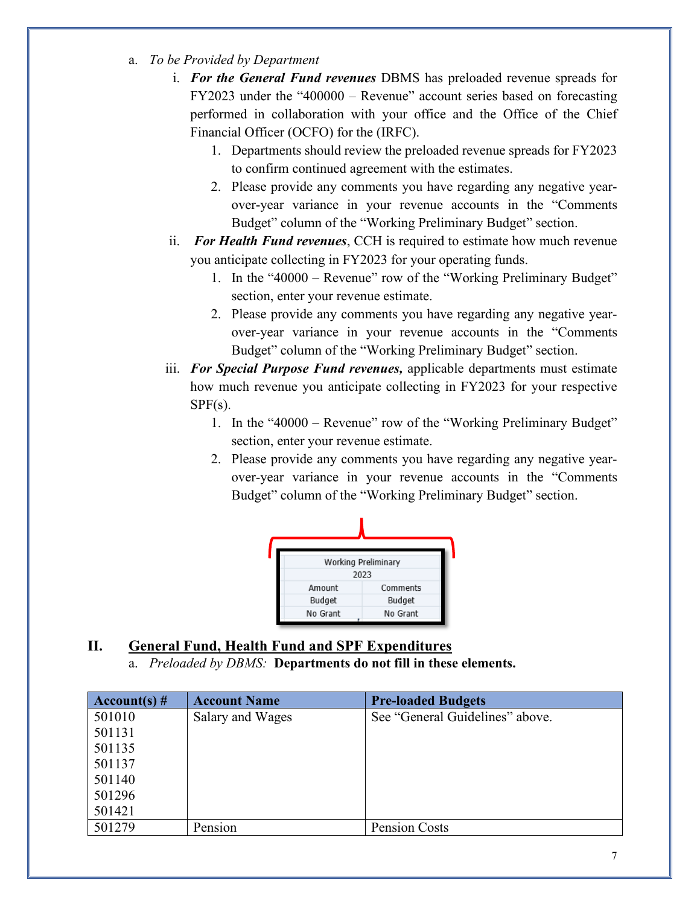a. *To be Provided by Department*

   i. ***For the General Fund revenues*** DBMS has preloaded revenue spreads for FY2023 under the "400000 – Revenue" account series based on forecasting performed in collaboration with your office and the Office of the Chief Financial Officer (OCFO) for the (IRFC).

      1. Departments should review the preloaded revenue spreads for FY2023 to confirm continued agreement with the estimates.
      2. Please provide any comments you have regarding any negative year-over-year variance in your revenue accounts in the "Comments Budget" column of the "Working Preliminary Budget" section.

   ii. ***For Health Fund revenues***, CCH is required to estimate how much revenue you anticipate collecting in FY2023 for your operating funds.

      1. In the "40000 – Revenue" row of the "Working Preliminary Budget" section, enter your revenue estimate.
      2. Please provide any comments you have regarding any negative year-over-year variance in your revenue accounts in the "Comments Budget" column of the "Working Preliminary Budget" section.

   iii. ***For Special Purpose Fund revenues,*** applicable departments must estimate how much revenue you anticipate collecting in FY2023 for your respective SPF(s).

      1. In the "40000 – Revenue" row of the "Working Preliminary Budget" section, enter your revenue estimate.
      2. Please provide any comments you have regarding any negative year-over-year variance in your revenue accounts in the "Comments Budget" column of the "Working Preliminary Budget" section.

| Working Preliminary | |
|---|---|
| 2023 | |
| Amount | Comments |
| Budget | Budget |
| No Grant | No Grant |

## II. General Fund, Health Fund and SPF Expenditures

a. *Preloaded by DBMS:* **Departments do not fill in these elements.**

| Account(s) # | Account Name | Pre-loaded Budgets |
|---|---|---|
| 501010<br>501131<br>501135<br>501137<br>501140<br>501296<br>501421 | Salary and Wages | See "General Guidelines" above. |
| 501279 | Pension | Pension Costs |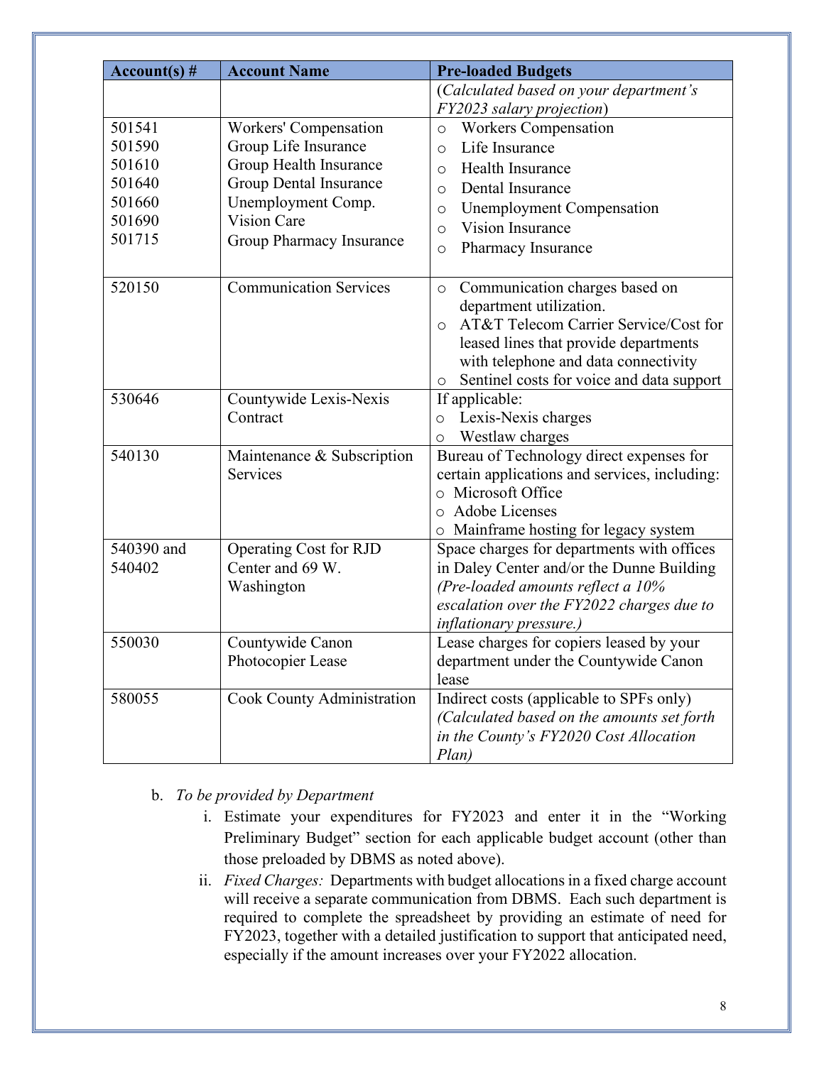| Account(s) # | Account Name | Pre-loaded Budgets |
|---|---|---|
| | | (*Calculated based on your department's FY2023 salary projection*) |
| 501541<br>501590<br>501610<br>501640<br>501660<br>501690<br>501715 | Workers' Compensation<br>Group Life Insurance<br>Group Health Insurance<br>Group Dental Insurance<br>Unemployment Comp.<br>Vision Care<br>Group Pharmacy Insurance | ○ Workers Compensation<br>○ Life Insurance<br>○ Health Insurance<br>○ Dental Insurance<br>○ Unemployment Compensation<br>○ Vision Insurance<br>○ Pharmacy Insurance |
| 520150 | Communication Services | ○ Communication charges based on department utilization.<br>○ AT&T Telecom Carrier Service/Cost for leased lines that provide departments with telephone and data connectivity<br>○ Sentinel costs for voice and data support |
| 530646 | Countywide Lexis-Nexis Contract | If applicable:<br>○ Lexis-Nexis charges<br>○ Westlaw charges |
| 540130 | Maintenance & Subscription Services | Bureau of Technology direct expenses for certain applications and services, including:<br>○ Microsoft Office<br>○ Adobe Licenses<br>○ Mainframe hosting for legacy system |
| 540390 and 540402 | Operating Cost for RJD Center and 69 W. Washington | Space charges for departments with offices in Daley Center and/or the Dunne Building *(Pre-loaded amounts reflect a 10% escalation over the FY2022 charges due to inflationary pressure.)* |
| 550030 | Countywide Canon Photocopier Lease | Lease charges for copiers leased by your department under the Countywide Canon lease |
| 580055 | Cook County Administration | Indirect costs (applicable to SPFs only) *(Calculated based on the amounts set forth in the County's FY2020 Cost Allocation Plan)* |

b. *To be provided by Department*

i. Estimate your expenditures for FY2023 and enter it in the "Working Preliminary Budget" section for each applicable budget account (other than those preloaded by DBMS as noted above).

ii. *Fixed Charges:* Departments with budget allocations in a fixed charge account will receive a separate communication from DBMS. Each such department is required to complete the spreadsheet by providing an estimate of need for FY2023, together with a detailed justification to support that anticipated need, especially if the amount increases over your FY2022 allocation.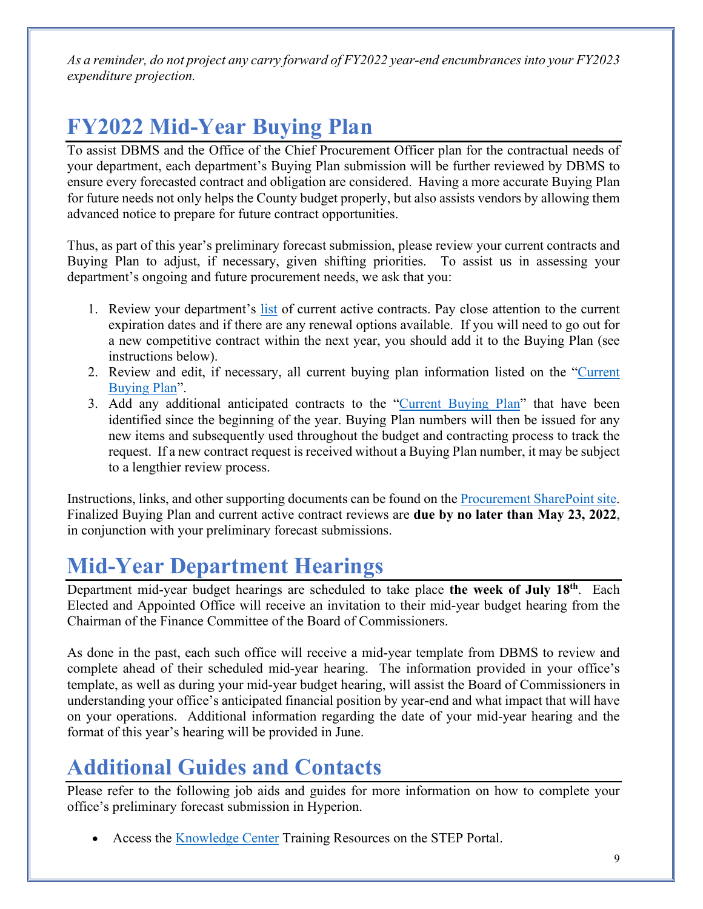*As a reminder, do not project any carry forward of FY2022 year-end encumbrances into your FY2023 expenditure projection.*

# FY2022 Mid-Year Buying Plan

To assist DBMS and the Office of the Chief Procurement Officer plan for the contractual needs of your department, each department's Buying Plan submission will be further reviewed by DBMS to ensure every forecasted contract and obligation are considered. Having a more accurate Buying Plan for future needs not only helps the County budget properly, but also assists vendors by allowing them advanced notice to prepare for future contract opportunities.

Thus, as part of this year's preliminary forecast submission, please review your current contracts and Buying Plan to adjust, if necessary, given shifting priorities. To assist us in assessing your department's ongoing and future procurement needs, we ask that you:

1. Review your department's list of current active contracts. Pay close attention to the current expiration dates and if there are any renewal options available. If you will need to go out for a new competitive contract within the next year, you should add it to the Buying Plan (see instructions below).
2. Review and edit, if necessary, all current buying plan information listed on the "Current Buying Plan".
3. Add any additional anticipated contracts to the "Current Buying Plan" that have been identified since the beginning of the year. Buying Plan numbers will then be issued for any new items and subsequently used throughout the budget and contracting process to track the request. If a new contract request is received without a Buying Plan number, it may be subject to a lengthier review process.

Instructions, links, and other supporting documents can be found on the Procurement SharePoint site. Finalized Buying Plan and current active contract reviews are **due by no later than May 23, 2022**, in conjunction with your preliminary forecast submissions.

# Mid-Year Department Hearings

Department mid-year budget hearings are scheduled to take place **the week of July 18th**. Each Elected and Appointed Office will receive an invitation to their mid-year budget hearing from the Chairman of the Finance Committee of the Board of Commissioners.

As done in the past, each such office will receive a mid-year template from DBMS to review and complete ahead of their scheduled mid-year hearing. The information provided in your office's template, as well as during your mid-year budget hearing, will assist the Board of Commissioners in understanding your office's anticipated financial position by year-end and what impact that will have on your operations. Additional information regarding the date of your mid-year hearing and the format of this year's hearing will be provided in June.

# Additional Guides and Contacts

Please refer to the following job aids and guides for more information on how to complete your office's preliminary forecast submission in Hyperion.

- Access the Knowledge Center Training Resources on the STEP Portal.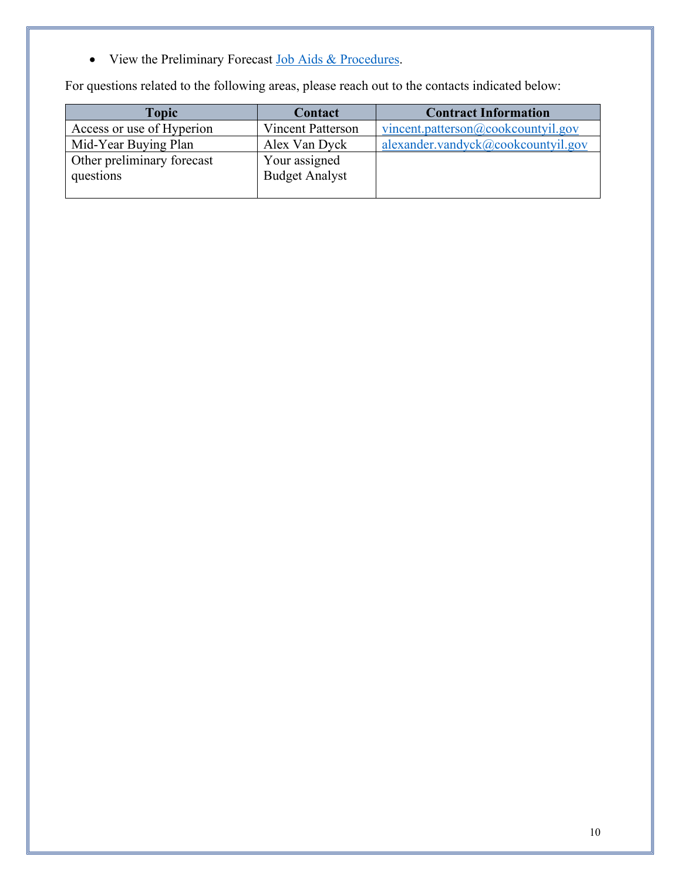- View the Preliminary Forecast Job Aids & Procedures.

For questions related to the following areas, please reach out to the contacts indicated below:

| Topic | Contact | Contract Information |
| --- | --- | --- |
| Access or use of Hyperion | Vincent Patterson | vincent.patterson@cookcountyil.gov |
| Mid-Year Buying Plan | Alex Van Dyck | alexander.vandyck@cookcountyil.gov |
| Other preliminary forecast questions | Your assigned Budget Analyst | |